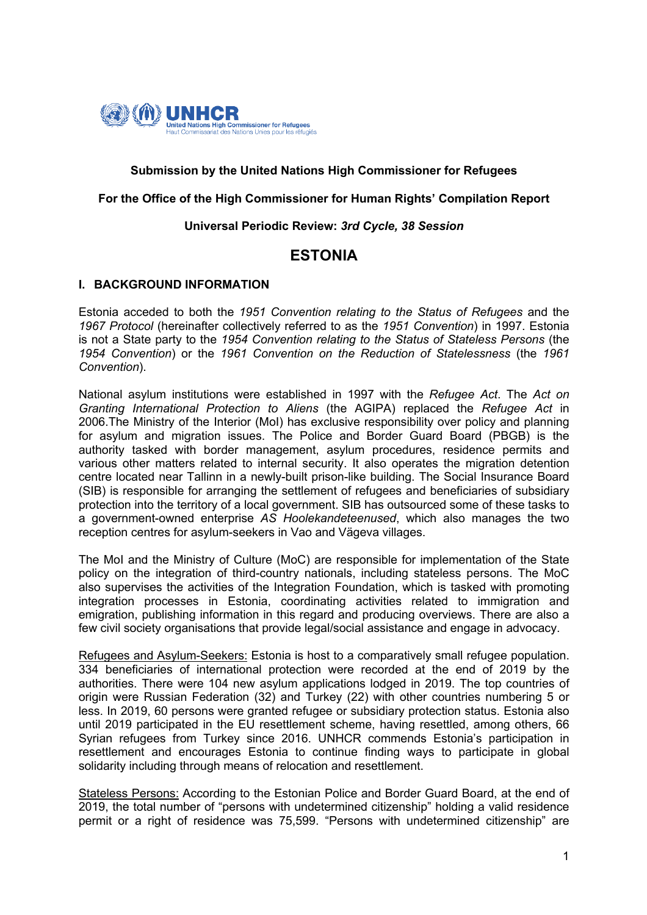**Submission by the United Nations High Commissioner for Refugees**

**For the Office of the High Commissioner for Human Rights' Compilation Report**

**Universal Periodic Review: *3rd Cycle, 38 Session***

# ESTONIA

## I. BACKGROUND INFORMATION

Estonia acceded to both the *1951 Convention relating to the Status of Refugees* and the *1967 Protocol* (hereinafter collectively referred to as the *1951 Convention*) in 1997. Estonia is not a State party to the *1954 Convention relating to the Status of Stateless Persons* (the *1954 Convention*) or the *1961 Convention on the Reduction of Statelessness* (the *1961 Convention*).

National asylum institutions were established in 1997 with the *Refugee Act*. The *Act on Granting International Protection to Aliens* (the AGIPA) replaced the *Refugee Act* in 2006.The Ministry of the Interior (MoI) has exclusive responsibility over policy and planning for asylum and migration issues. The Police and Border Guard Board (PBGB) is the authority tasked with border management, asylum procedures, residence permits and various other matters related to internal security. It also operates the migration detention centre located near Tallinn in a newly-built prison-like building. The Social Insurance Board (SIB) is responsible for arranging the settlement of refugees and beneficiaries of subsidiary protection into the territory of a local government. SIB has outsourced some of these tasks to a government-owned enterprise *AS Hoolekandeteenused*, which also manages the two reception centres for asylum-seekers in Vao and Vägeva villages.

The MoI and the Ministry of Culture (MoC) are responsible for implementation of the State policy on the integration of third-country nationals, including stateless persons. The MoC also supervises the activities of the Integration Foundation, which is tasked with promoting integration processes in Estonia, coordinating activities related to immigration and emigration, publishing information in this regard and producing overviews. There are also a few civil society organisations that provide legal/social assistance and engage in advocacy.

Refugees and Asylum-Seekers: Estonia is host to a comparatively small refugee population. 334 beneficiaries of international protection were recorded at the end of 2019 by the authorities. There were 104 new asylum applications lodged in 2019. The top countries of origin were Russian Federation (32) and Turkey (22) with other countries numbering 5 or less. In 2019, 60 persons were granted refugee or subsidiary protection status. Estonia also until 2019 participated in the EU resettlement scheme, having resettled, among others, 66 Syrian refugees from Turkey since 2016. UNHCR commends Estonia's participation in resettlement and encourages Estonia to continue finding ways to participate in global solidarity including through means of relocation and resettlement.

Stateless Persons: According to the Estonian Police and Border Guard Board, at the end of 2019, the total number of "persons with undetermined citizenship" holding a valid residence permit or a right of residence was 75,599. "Persons with undetermined citizenship" are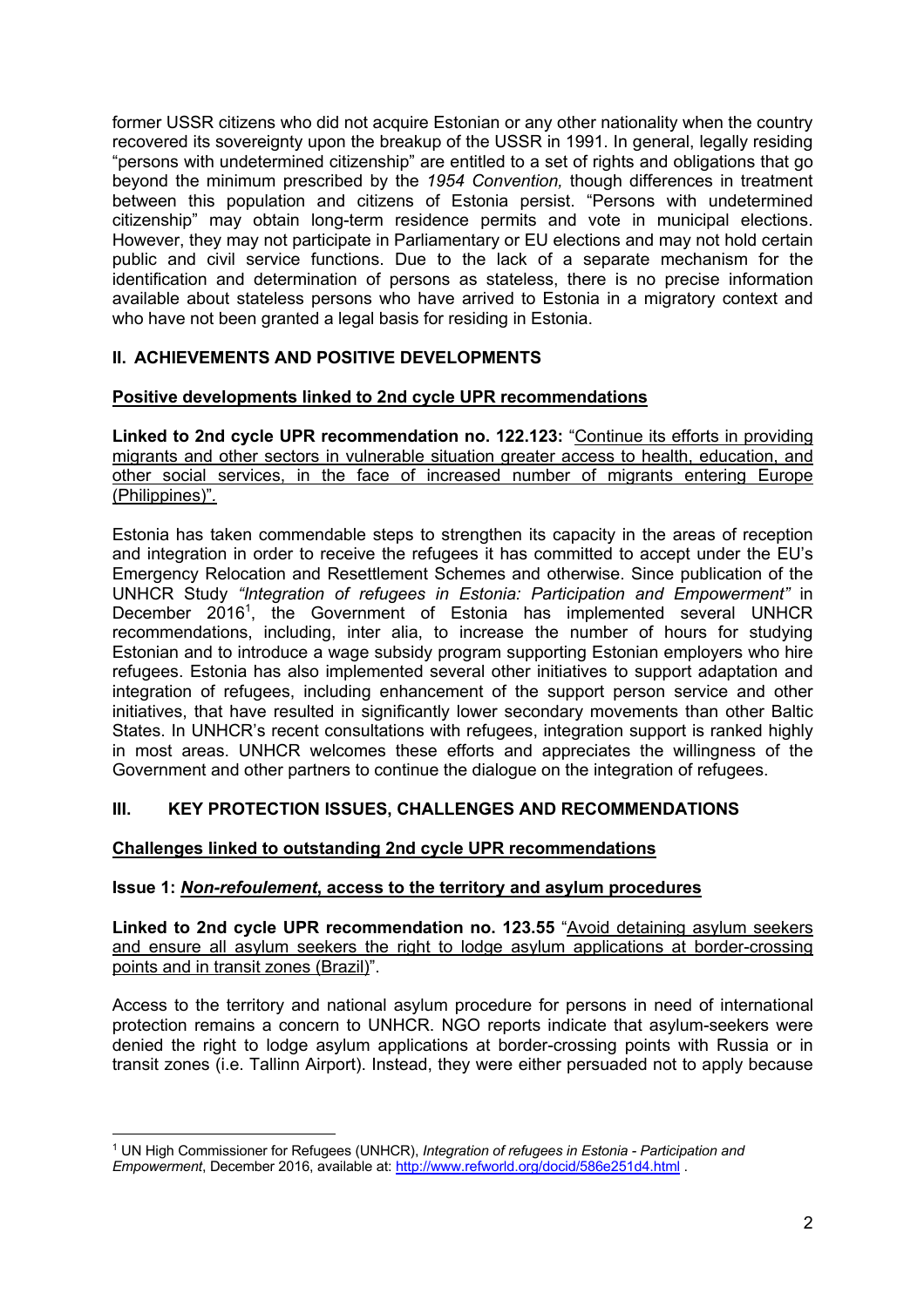former USSR citizens who did not acquire Estonian or any other nationality when the country recovered its sovereignty upon the breakup of the USSR in 1991. In general, legally residing "persons with undetermined citizenship" are entitled to a set of rights and obligations that go beyond the minimum prescribed by the *1954 Convention,* though differences in treatment between this population and citizens of Estonia persist. "Persons with undetermined citizenship" may obtain long-term residence permits and vote in municipal elections. However, they may not participate in Parliamentary or EU elections and may not hold certain public and civil service functions. Due to the lack of a separate mechanism for the identification and determination of persons as stateless, there is no precise information available about stateless persons who have arrived to Estonia in a migratory context and who have not been granted a legal basis for residing in Estonia.

## II. ACHIEVEMENTS AND POSITIVE DEVELOPMENTS

### Positive developments linked to 2nd cycle UPR recommendations

**Linked to 2nd cycle UPR recommendation no. 122.123:** "Continue its efforts in providing migrants and other sectors in vulnerable situation greater access to health, education, and other social services, in the face of increased number of migrants entering Europe (Philippines)".

Estonia has taken commendable steps to strengthen its capacity in the areas of reception and integration in order to receive the refugees it has committed to accept under the EU's Emergency Relocation and Resettlement Schemes and otherwise. Since publication of the UNHCR Study *"Integration of refugees in Estonia: Participation and Empowerment"* in December 2016[1], the Government of Estonia has implemented several UNHCR recommendations, including, inter alia, to increase the number of hours for studying Estonian and to introduce a wage subsidy program supporting Estonian employers who hire refugees. Estonia has also implemented several other initiatives to support adaptation and integration of refugees, including enhancement of the support person service and other initiatives, that have resulted in significantly lower secondary movements than other Baltic States. In UNHCR's recent consultations with refugees, integration support is ranked highly in most areas. UNHCR welcomes these efforts and appreciates the willingness of the Government and other partners to continue the dialogue on the integration of refugees.

## III. KEY PROTECTION ISSUES, CHALLENGES AND RECOMMENDATIONS

### Challenges linked to outstanding 2nd cycle UPR recommendations

**Issue 1: *Non-refoulement*, access to the territory and asylum procedures**

**Linked to 2nd cycle UPR recommendation no. 123.55** "Avoid detaining asylum seekers and ensure all asylum seekers the right to lodge asylum applications at border-crossing points and in transit zones (Brazil)".

Access to the territory and national asylum procedure for persons in need of international protection remains a concern to UNHCR. NGO reports indicate that asylum-seekers were denied the right to lodge asylum applications at border-crossing points with Russia or in transit zones (i.e. Tallinn Airport). Instead, they were either persuaded not to apply because

---

[1] UN High Commissioner for Refugees (UNHCR), *Integration of refugees in Estonia - Participation and Empowerment*, December 2016, available at: http://www.refworld.org/docid/586e251d4.html .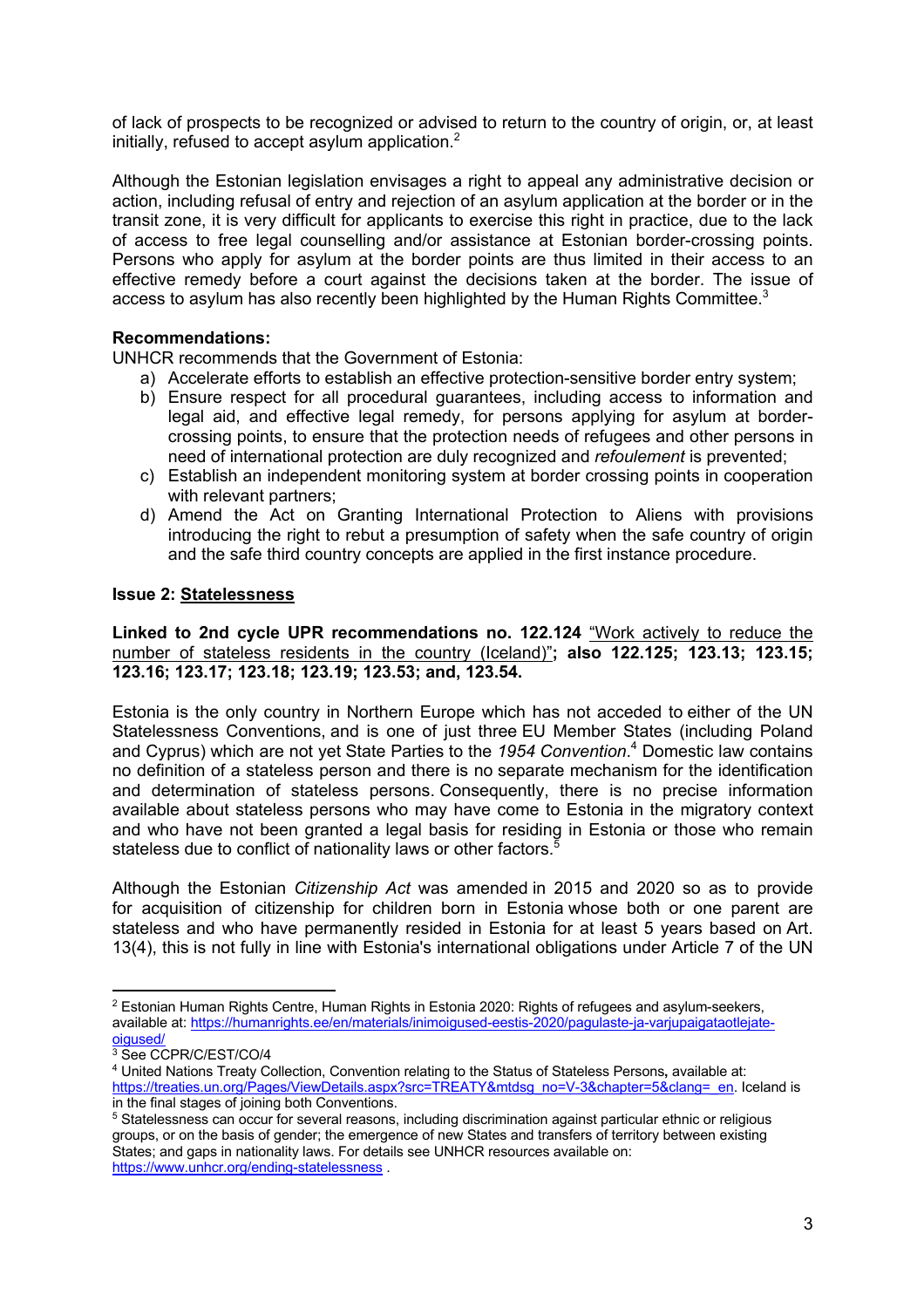of lack of prospects to be recognized or advised to return to the country of origin, or, at least initially, refused to accept asylum application.[2]

Although the Estonian legislation envisages a right to appeal any administrative decision or action, including refusal of entry and rejection of an asylum application at the border or in the transit zone, it is very difficult for applicants to exercise this right in practice, due to the lack of access to free legal counselling and/or assistance at Estonian border-crossing points. Persons who apply for asylum at the border points are thus limited in their access to an effective remedy before a court against the decisions taken at the border. The issue of access to asylum has also recently been highlighted by the Human Rights Committee.[3]

**Recommendations:**

UNHCR recommends that the Government of Estonia:

a) Accelerate efforts to establish an effective protection-sensitive border entry system;
b) Ensure respect for all procedural guarantees, including access to information and legal aid, and effective legal remedy, for persons applying for asylum at border-crossing points, to ensure that the protection needs of refugees and other persons in need of international protection are duly recognized and *refoulement* is prevented;
c) Establish an independent monitoring system at border crossing points in cooperation with relevant partners;
d) Amend the Act on Granting International Protection to Aliens with provisions introducing the right to rebut a presumption of safety when the safe country of origin and the safe third country concepts are applied in the first instance procedure.

**Issue 2: <u>Statelessness</u>**

**Linked to 2nd cycle UPR recommendations no. 122.124** <u>"Work actively to reduce the number of stateless residents in the country (Iceland)"</u>**; also 122.125; 123.13; 123.15; 123.16; 123.17; 123.18; 123.19; 123.53; and, 123.54.**

Estonia is the only country in Northern Europe which has not acceded to either of the UN Statelessness Conventions, and is one of just three EU Member States (including Poland and Cyprus) which are not yet State Parties to the *1954 Convention*.[4] Domestic law contains no definition of a stateless person and there is no separate mechanism for the identification and determination of stateless persons. Consequently, there is no precise information available about stateless persons who may have come to Estonia in the migratory context and who have not been granted a legal basis for residing in Estonia or those who remain stateless due to conflict of nationality laws or other factors.[5]

Although the Estonian *Citizenship Act* was amended in 2015 and 2020 so as to provide for acquisition of citizenship for children born in Estonia whose both or one parent are stateless and who have permanently resided in Estonia for at least 5 years based on Art. 13(4), this is not fully in line with Estonia's international obligations under Article 7 of the UN

---

[2] Estonian Human Rights Centre, Human Rights in Estonia 2020: Rights of refugees and asylum-seekers, available at: https://humanrights.ee/en/materials/inimoigused-eestis-2020/pagulaste-ja-varjupaigataotlejate-oigused/

[3] See CCPR/C/EST/CO/4

[4] United Nations Treaty Collection, Convention relating to the Status of Stateless Persons, available at: https://treaties.un.org/Pages/ViewDetails.aspx?src=TREATY&mtdsg_no=V-3&chapter=5&clang=_en. Iceland is in the final stages of joining both Conventions.

[5] Statelessness can occur for several reasons, including discrimination against particular ethnic or religious groups, or on the basis of gender; the emergence of new States and transfers of territory between existing States; and gaps in nationality laws. For details see UNHCR resources available on: https://www.unhcr.org/ending-statelessness .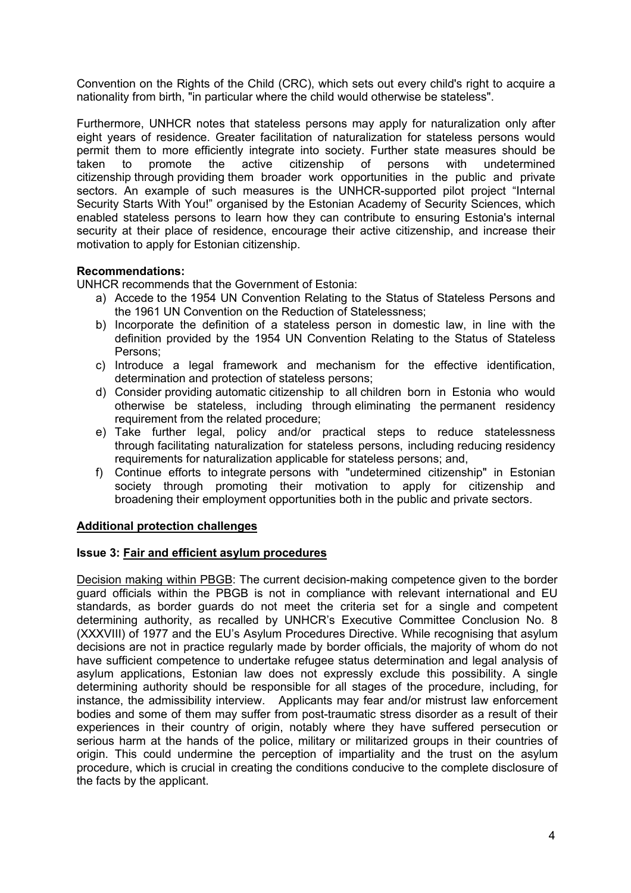Convention on the Rights of the Child (CRC), which sets out every child's right to acquire a nationality from birth, "in particular where the child would otherwise be stateless".

Furthermore, UNHCR notes that stateless persons may apply for naturalization only after eight years of residence. Greater facilitation of naturalization for stateless persons would permit them to more efficiently integrate into society. Further state measures should be taken to promote the active citizenship of persons with undetermined citizenship through providing them broader work opportunities in the public and private sectors. An example of such measures is the UNHCR-supported pilot project "Internal Security Starts With You!" organised by the Estonian Academy of Security Sciences, which enabled stateless persons to learn how they can contribute to ensuring Estonia's internal security at their place of residence, encourage their active citizenship, and increase their motivation to apply for Estonian citizenship.

**Recommendations:**

UNHCR recommends that the Government of Estonia:

a) Accede to the 1954 UN Convention Relating to the Status of Stateless Persons and the 1961 UN Convention on the Reduction of Statelessness;
b) Incorporate the definition of a stateless person in domestic law, in line with the definition provided by the 1954 UN Convention Relating to the Status of Stateless Persons;
c) Introduce a legal framework and mechanism for the effective identification, determination and protection of stateless persons;
d) Consider providing automatic citizenship to all children born in Estonia who would otherwise be stateless, including through eliminating the permanent residency requirement from the related procedure;
e) Take further legal, policy and/or practical steps to reduce statelessness through facilitating naturalization for stateless persons, including reducing residency requirements for naturalization applicable for stateless persons; and,
f) Continue efforts to integrate persons with "undetermined citizenship" in Estonian society through promoting their motivation to apply for citizenship and broadening their employment opportunities both in the public and private sectors.

## Additional protection challenges

### Issue 3: Fair and efficient asylum procedures

Decision making within PBGB: The current decision-making competence given to the border guard officials within the PBGB is not in compliance with relevant international and EU standards, as border guards do not meet the criteria set for a single and competent determining authority, as recalled by UNHCR's Executive Committee Conclusion No. 8 (XXXVIII) of 1977 and the EU's Asylum Procedures Directive. While recognising that asylum decisions are not in practice regularly made by border officials, the majority of whom do not have sufficient competence to undertake refugee status determination and legal analysis of asylum applications, Estonian law does not expressly exclude this possibility. A single determining authority should be responsible for all stages of the procedure, including, for instance, the admissibility interview. Applicants may fear and/or mistrust law enforcement bodies and some of them may suffer from post-traumatic stress disorder as a result of their experiences in their country of origin, notably where they have suffered persecution or serious harm at the hands of the police, military or militarized groups in their countries of origin. This could undermine the perception of impartiality and the trust on the asylum procedure, which is crucial in creating the conditions conducive to the complete disclosure of the facts by the applicant.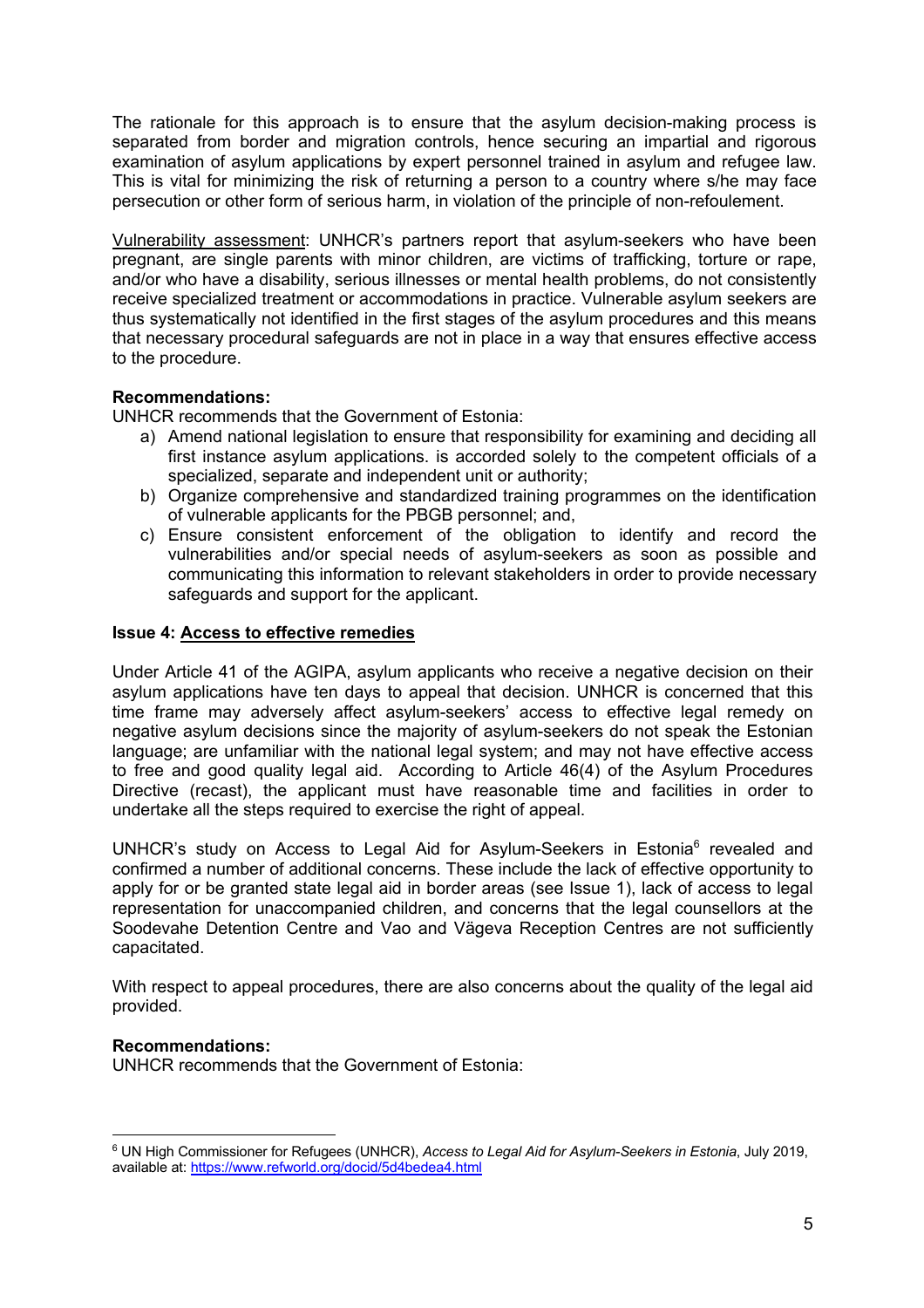The rationale for this approach is to ensure that the asylum decision-making process is separated from border and migration controls, hence securing an impartial and rigorous examination of asylum applications by expert personnel trained in asylum and refugee law. This is vital for minimizing the risk of returning a person to a country where s/he may face persecution or other form of serious harm, in violation of the principle of non-refoulement.

Vulnerability assessment: UNHCR's partners report that asylum-seekers who have been pregnant, are single parents with minor children, are victims of trafficking, torture or rape, and/or who have a disability, serious illnesses or mental health problems, do not consistently receive specialized treatment or accommodations in practice. Vulnerable asylum seekers are thus systematically not identified in the first stages of the asylum procedures and this means that necessary procedural safeguards are not in place in a way that ensures effective access to the procedure.

**Recommendations:**
UNHCR recommends that the Government of Estonia:

a) Amend national legislation to ensure that responsibility for examining and deciding all first instance asylum applications. is accorded solely to the competent officials of a specialized, separate and independent unit or authority;
b) Organize comprehensive and standardized training programmes on the identification of vulnerable applicants for the PBGB personnel; and,
c) Ensure consistent enforcement of the obligation to identify and record the vulnerabilities and/or special needs of asylum-seekers as soon as possible and communicating this information to relevant stakeholders in order to provide necessary safeguards and support for the applicant.

**Issue 4: Access to effective remedies**

Under Article 41 of the AGIPA, asylum applicants who receive a negative decision on their asylum applications have ten days to appeal that decision. UNHCR is concerned that this time frame may adversely affect asylum-seekers' access to effective legal remedy on negative asylum decisions since the majority of asylum-seekers do not speak the Estonian language; are unfamiliar with the national legal system; and may not have effective access to free and good quality legal aid. According to Article 46(4) of the Asylum Procedures Directive (recast), the applicant must have reasonable time and facilities in order to undertake all the steps required to exercise the right of appeal.

UNHCR's study on Access to Legal Aid for Asylum-Seekers in Estonia[6] revealed and confirmed a number of additional concerns. These include the lack of effective opportunity to apply for or be granted state legal aid in border areas (see Issue 1), lack of access to legal representation for unaccompanied children, and concerns that the legal counsellors at the Soodevahe Detention Centre and Vao and Vägeva Reception Centres are not sufficiently capacitated.

With respect to appeal procedures, there are also concerns about the quality of the legal aid provided.

**Recommendations:**
UNHCR recommends that the Government of Estonia:

---

[6] UN High Commissioner for Refugees (UNHCR), *Access to Legal Aid for Asylum-Seekers in Estonia*, July 2019, available at: https://www.refworld.org/docid/5d4bedea4.html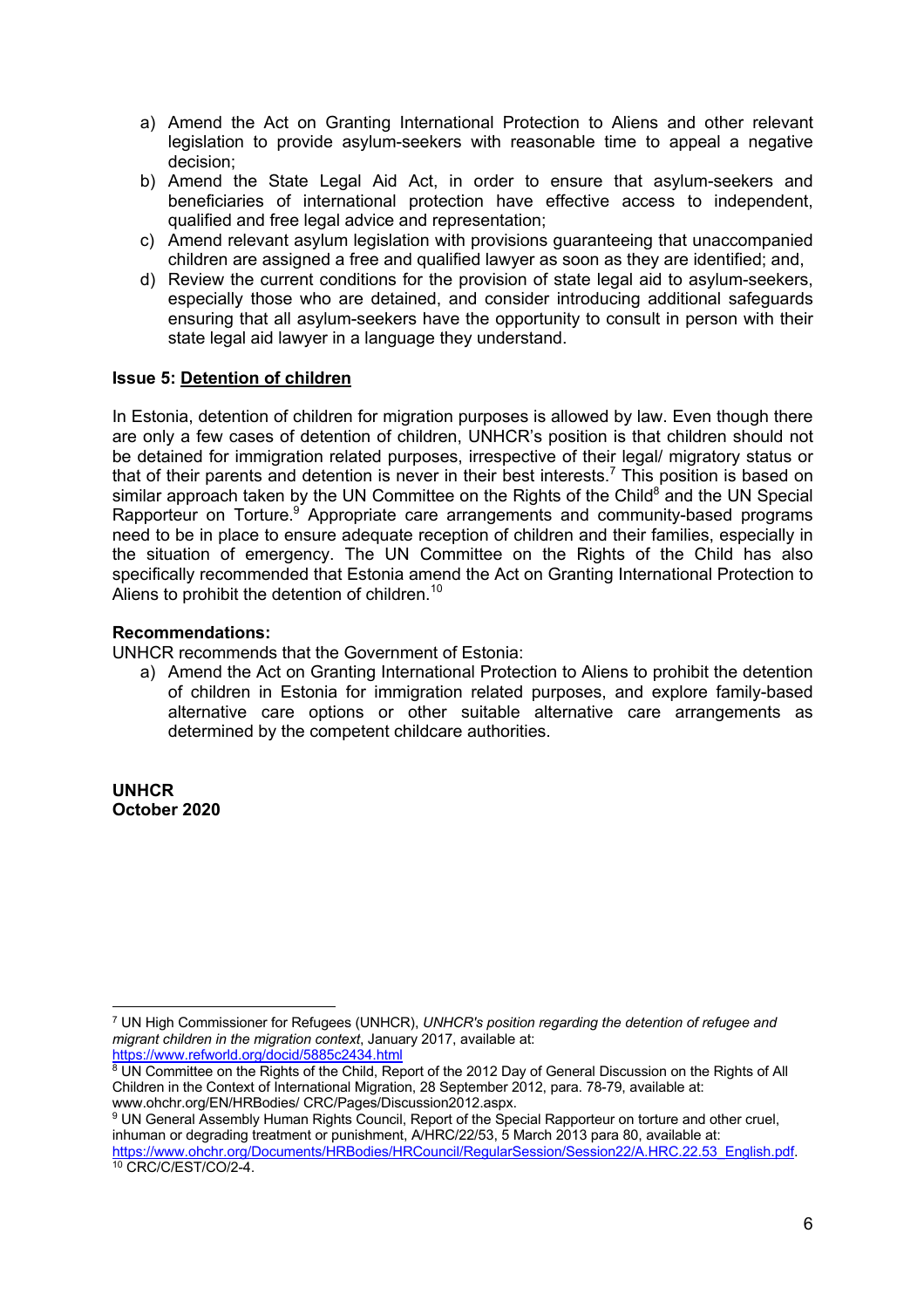a) Amend the Act on Granting International Protection to Aliens and other relevant legislation to provide asylum-seekers with reasonable time to appeal a negative decision;
b) Amend the State Legal Aid Act, in order to ensure that asylum-seekers and beneficiaries of international protection have effective access to independent, qualified and free legal advice and representation;
c) Amend relevant asylum legislation with provisions guaranteeing that unaccompanied children are assigned a free and qualified lawyer as soon as they are identified; and,
d) Review the current conditions for the provision of state legal aid to asylum-seekers, especially those who are detained, and consider introducing additional safeguards ensuring that all asylum-seekers have the opportunity to consult in person with their state legal aid lawyer in a language they understand.

**Issue 5: Detention of children**

In Estonia, detention of children for migration purposes is allowed by law. Even though there are only a few cases of detention of children, UNHCR's position is that children should not be detained for immigration related purposes, irrespective of their legal/ migratory status or that of their parents and detention is never in their best interests.[7] This position is based on similar approach taken by the UN Committee on the Rights of the Child[8] and the UN Special Rapporteur on Torture.[9] Appropriate care arrangements and community-based programs need to be in place to ensure adequate reception of children and their families, especially in the situation of emergency. The UN Committee on the Rights of the Child has also specifically recommended that Estonia amend the Act on Granting International Protection to Aliens to prohibit the detention of children.[10]

**Recommendations:**

UNHCR recommends that the Government of Estonia:

a) Amend the Act on Granting International Protection to Aliens to prohibit the detention of children in Estonia for immigration related purposes, and explore family-based alternative care options or other suitable alternative care arrangements as determined by the competent childcare authorities.

**UNHCR**
**October 2020**

---

[7] UN High Commissioner for Refugees (UNHCR), *UNHCR's position regarding the detention of refugee and migrant children in the migration context*, January 2017, available at: https://www.refworld.org/docid/5885c2434.html

[8] UN Committee on the Rights of the Child, Report of the 2012 Day of General Discussion on the Rights of All Children in the Context of International Migration, 28 September 2012, para. 78-79, available at: www.ohchr.org/EN/HRBodies/ CRC/Pages/Discussion2012.aspx.

[9] UN General Assembly Human Rights Council, Report of the Special Rapporteur on torture and other cruel, inhuman or degrading treatment or punishment, A/HRC/22/53, 5 March 2013 para 80, available at: https://www.ohchr.org/Documents/HRBodies/HRCouncil/RegularSession/Session22/A.HRC.22.53_English.pdf.

[10] CRC/C/EST/CO/2-4.